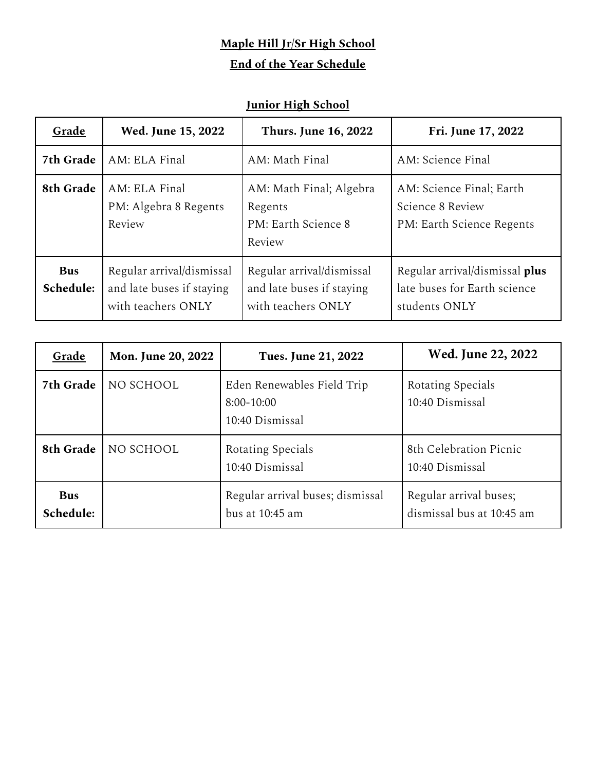**Maple Hill Jr/Sr High School**

**End of the Year Schedule**

## Junior High School

| Grade | Wed. June 15, 2022 | Thurs. June 16, 2022 | Fri. June 17, 2022 |
|---|---|---|---|
| **7th Grade** | AM: ELA Final | AM: Math Final | AM: Science Final |
| **8th Grade** | AM: ELA Final<br>PM: Algebra 8 Regents Review | AM: Math Final; Algebra Regents<br>PM: Earth Science 8 Review | AM: Science Final; Earth Science 8 Review<br>PM: Earth Science Regents |
| **Bus Schedule:** | Regular arrival/dismissal and late buses if staying with teachers ONLY | Regular arrival/dismissal and late buses if staying with teachers ONLY | Regular arrival/dismissal **plus** late buses for Earth science students ONLY |

| Grade | Mon. June 20, 2022 | Tues. June 21, 2022 | Wed. June 22, 2022 |
|---|---|---|---|
| **7th Grade** | NO SCHOOL | Eden Renewables Field Trip<br>8:00-10:00<br>10:40 Dismissal | Rotating Specials<br>10:40 Dismissal |
| **8th Grade** | NO SCHOOL | Rotating Specials<br>10:40 Dismissal | 8th Celebration Picnic<br>10:40 Dismissal |
| **Bus Schedule:** | | Regular arrival buses; dismissal bus at 10:45 am | Regular arrival buses; dismissal bus at 10:45 am |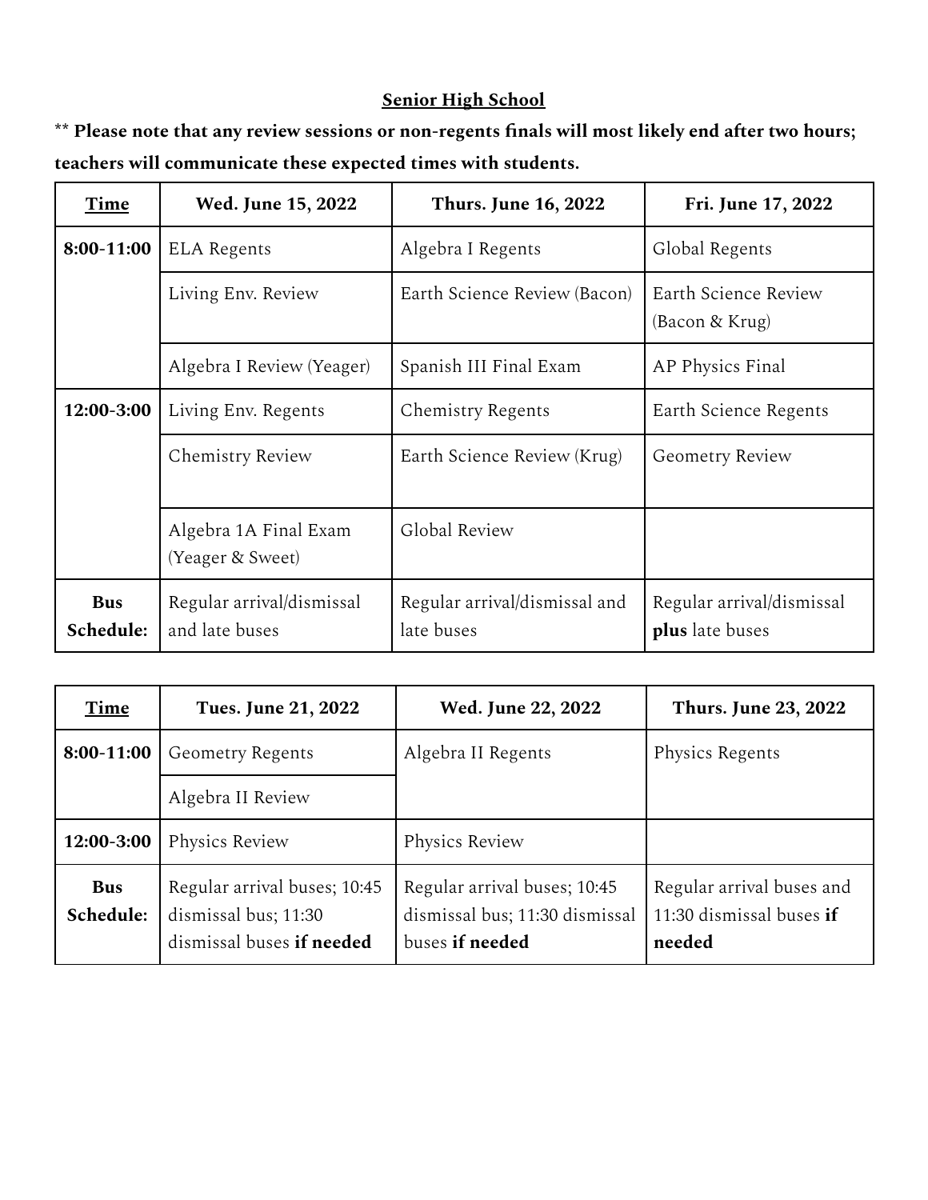**<u>Senior High School</u>**

** **Please note that any review sessions or non-regents finals will most likely end after two hours; teachers will communicate these expected times with students.**

| <u>Time</u> | Wed. June 15, 2022 | Thurs. June 16, 2022 | Fri. June 17, 2022 |
|---|---|---|---|
| **8:00-11:00** | ELA Regents | Algebra I Regents | Global Regents |
| | Living Env. Review | Earth Science Review (Bacon) | Earth Science Review (Bacon & Krug) |
| | Algebra I Review (Yeager) | Spanish III Final Exam | AP Physics Final |
| **12:00-3:00** | Living Env. Regents | Chemistry Regents | Earth Science Regents |
| | Chemistry Review | Earth Science Review (Krug) | Geometry Review |
| | Algebra 1A Final Exam (Yeager & Sweet) | Global Review | |
| **Bus Schedule:** | Regular arrival/dismissal and late buses | Regular arrival/dismissal and late buses | Regular arrival/dismissal **plus** late buses |

| <u>Time</u> | Tues. June 21, 2022 | Wed. June 22, 2022 | Thurs. June 23, 2022 |
|---|---|---|---|
| **8:00-11:00** | Geometry Regents | Algebra II Regents | Physics Regents |
| | Algebra II Review | | |
| **12:00-3:00** | Physics Review | Physics Review | |
| **Bus Schedule:** | Regular arrival buses; 10:45 dismissal bus; 11:30 dismissal buses **if needed** | Regular arrival buses; 10:45 dismissal bus; 11:30 dismissal buses **if needed** | Regular arrival buses and 11:30 dismissal buses **if needed** |